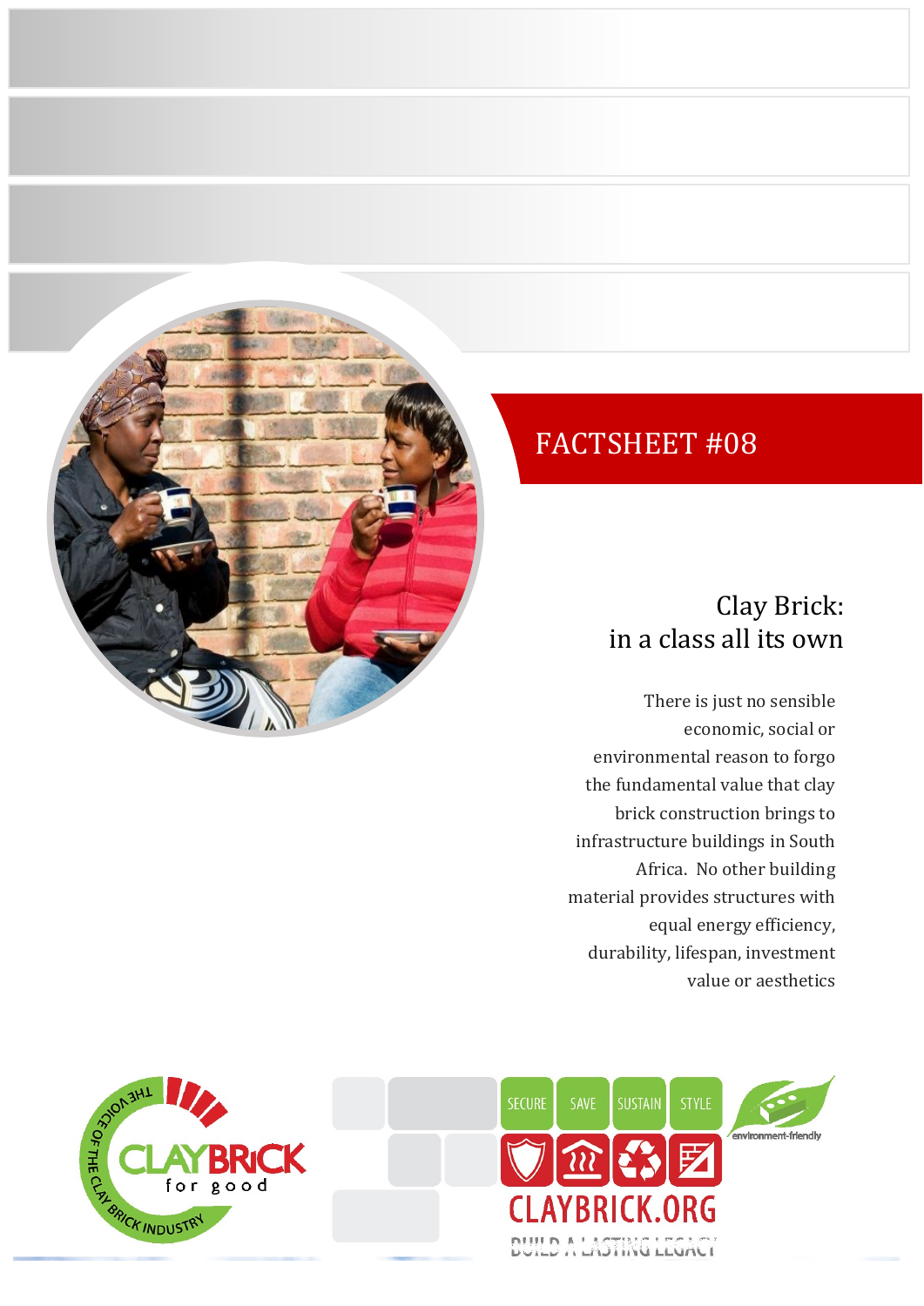# FACTSHEET #08

## Clay Brick: in a class all its own

There is just no sensible economic, social or environmental reason to forgo the fundamental value that clay brick construction brings to infrastructure buildings in South Africa. No other building material provides structures with equal energy efficiency, durability, lifespan, investment value or aesthetics

THE VOICE OF THE CLAY BRICK INDUSTRY

CLAYBRICK for good

SECURE SAVE SUSTAIN STYLE

environment-friendly

CLAYBRICK.ORG

BUILD A LASTING LEGACY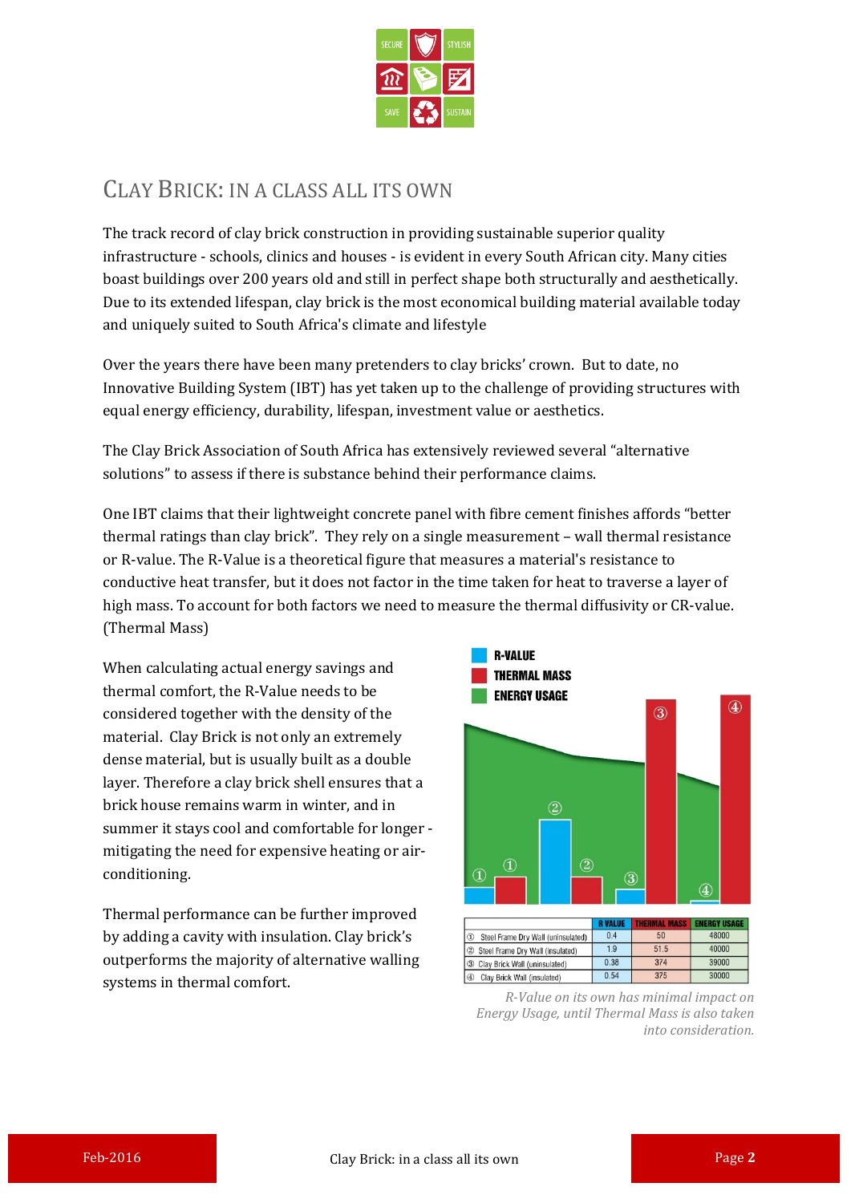# CLAY BRICK: IN A CLASS ALL ITS OWN

The track record of clay brick construction in providing sustainable superior quality infrastructure - schools, clinics and houses - is evident in every South African city. Many cities boast buildings over 200 years old and still in perfect shape both structurally and aesthetically. Due to its extended lifespan, clay brick is the most economical building material available today and uniquely suited to South Africa's climate and lifestyle

Over the years there have been many pretenders to clay bricks' crown. But to date, no Innovative Building System (IBT) has yet taken up to the challenge of providing structures with equal energy efficiency, durability, lifespan, investment value or aesthetics.

The Clay Brick Association of South Africa has extensively reviewed several "alternative solutions" to assess if there is substance behind their performance claims.

One IBT claims that their lightweight concrete panel with fibre cement finishes affords "better thermal ratings than clay brick". They rely on a single measurement – wall thermal resistance or R-value. The R-Value is a theoretical figure that measures a material's resistance to conductive heat transfer, but it does not factor in the time taken for heat to traverse a layer of high mass. To account for both factors we need to measure the thermal diffusivity or CR-value. (Thermal Mass)

When calculating actual energy savings and thermal comfort, the R-Value needs to be considered together with the density of the material. Clay Brick is not only an extremely dense material, but is usually built as a double layer. Therefore a clay brick shell ensures that a brick house remains warm in winter, and in summer it stays cool and comfortable for longer - mitigating the need for expensive heating or air-conditioning.

Thermal performance can be further improved by adding a cavity with insulation. Clay brick's outperforms the majority of alternative walling systems in thermal comfort.

|  | R VALUE | THERMAL MASS | ENERGY USAGE |
|---|---|---|---|
| ① Steel Frame Dry Wall (uninsulated) | 0.4 | 50 | 48000 |
| ② Steel Frame Dry Wall (insulated) | 1.9 | 51.5 | 40000 |
| ③ Clay Brick Wall (uninsulated) | 0.38 | 374 | 39000 |
| ④ Clay Brick Wall (insulated) | 0.54 | 375 | 30000 |

*R-Value on its own has minimal impact on Energy Usage, until Thermal Mass is also taken into consideration.*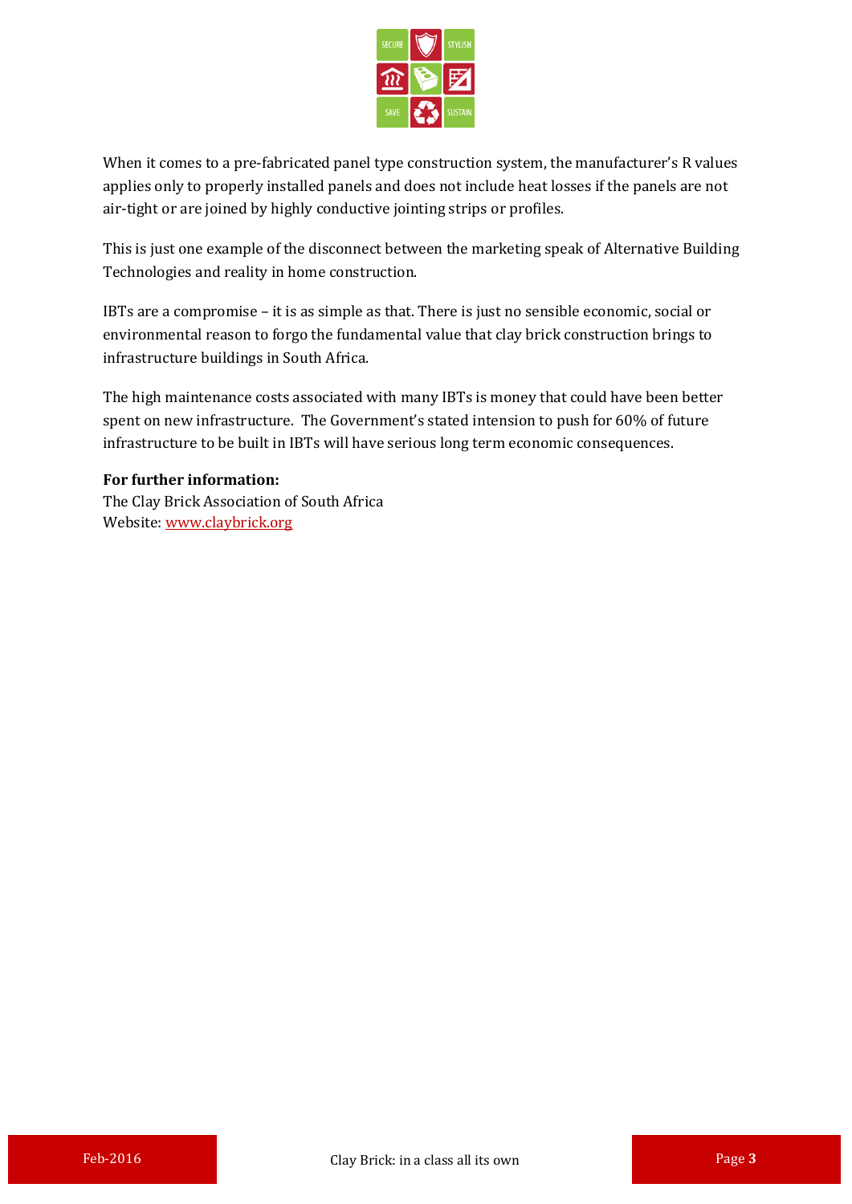When it comes to a pre-fabricated panel type construction system, the manufacturer's R values applies only to properly installed panels and does not include heat losses if the panels are not air-tight or are joined by highly conductive jointing strips or profiles.

This is just one example of the disconnect between the marketing speak of Alternative Building Technologies and reality in home construction.

IBTs are a compromise – it is as simple as that. There is just no sensible economic, social or environmental reason to forgo the fundamental value that clay brick construction brings to infrastructure buildings in South Africa.

The high maintenance costs associated with many IBTs is money that could have been better spent on new infrastructure. The Government's stated intension to push for 60% of future infrastructure to be built in IBTs will have serious long term economic consequences.

**For further information:**
The Clay Brick Association of South Africa
Website: www.claybrick.org